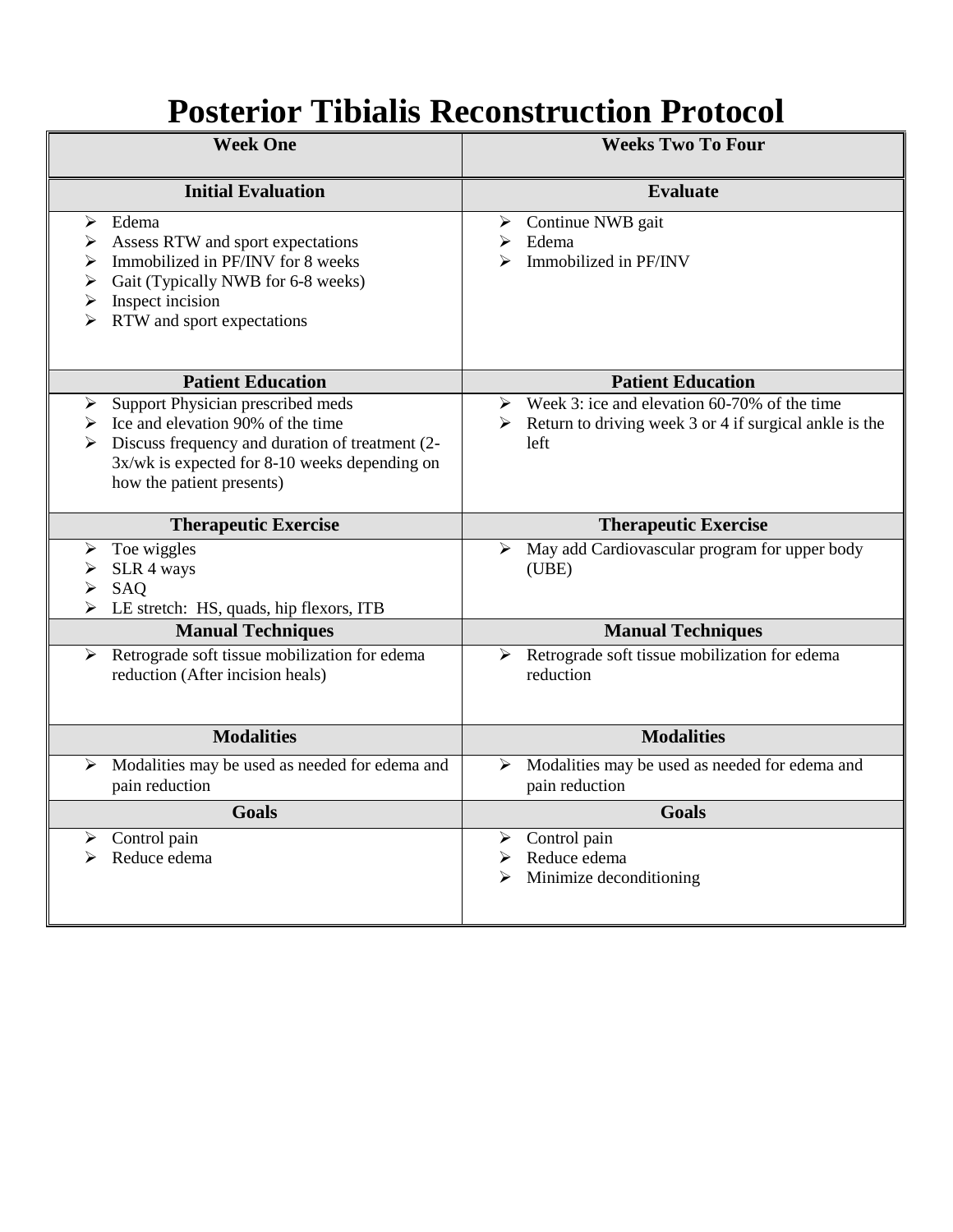# Posterior Tibialis Reconstruction Protocol

| Week One | Weeks Two To Four |
|---|---|
| **Initial Evaluation** | **Evaluate** |
| ➢ Edema<br>➢ Assess RTW and sport expectations<br>➢ Immobilized in PF/INV for 8 weeks<br>➢ Gait (Typically NWB for 6-8 weeks)<br>➢ Inspect incision<br>➢ RTW and sport expectations | ➢ Continue NWB gait<br>➢ Edema<br>➢ Immobilized in PF/INV |
| **Patient Education** | **Patient Education** |
| ➢ Support Physician prescribed meds<br>➢ Ice and elevation 90% of the time<br>➢ Discuss frequency and duration of treatment (2-3x/wk is expected for 8-10 weeks depending on how the patient presents) | ➢ Week 3: ice and elevation 60-70% of the time<br>➢ Return to driving week 3 or 4 if surgical ankle is the left |
| **Therapeutic Exercise** | **Therapeutic Exercise** |
| ➢ Toe wiggles<br>➢ SLR 4 ways<br>➢ SAQ<br>➢ LE stretch: HS, quads, hip flexors, ITB | ➢ May add Cardiovascular program for upper body (UBE) |
| **Manual Techniques** | **Manual Techniques** |
| ➢ Retrograde soft tissue mobilization for edema reduction (After incision heals) | ➢ Retrograde soft tissue mobilization for edema reduction |
| **Modalities** | **Modalities** |
| ➢ Modalities may be used as needed for edema and pain reduction | ➢ Modalities may be used as needed for edema and pain reduction |
| **Goals** | **Goals** |
| ➢ Control pain<br>➢ Reduce edema | ➢ Control pain<br>➢ Reduce edema<br>➢ Minimize deconditioning |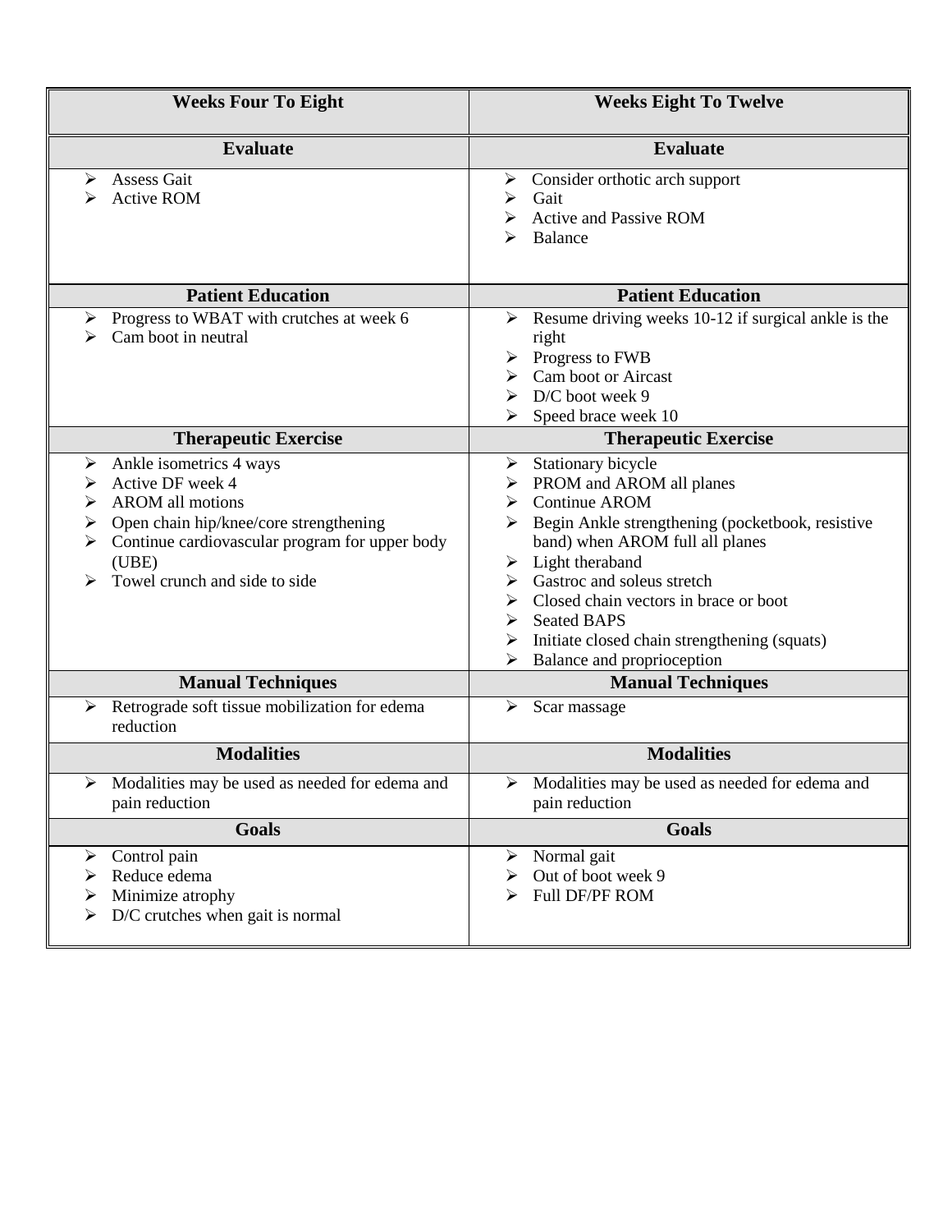| Weeks Four To Eight | Weeks Eight To Twelve |
|---|---|
| **Evaluate** | **Evaluate** |
| ➤ Assess Gait<br>➤ Active ROM | ➤ Consider orthotic arch support<br>➤ Gait<br>➤ Active and Passive ROM<br>➤ Balance |
| **Patient Education** | **Patient Education** |
| ➤ Progress to WBAT with crutches at week 6<br>➤ Cam boot in neutral | ➤ Resume driving weeks 10-12 if surgical ankle is the right<br>➤ Progress to FWB<br>➤ Cam boot or Aircast<br>➤ D/C boot week 9<br>➤ Speed brace week 10 |
| **Therapeutic Exercise** | **Therapeutic Exercise** |
| ➤ Ankle isometrics 4 ways<br>➤ Active DF week 4<br>➤ AROM all motions<br>➤ Open chain hip/knee/core strengthening<br>➤ Continue cardiovascular program for upper body (UBE)<br>➤ Towel crunch and side to side | ➤ Stationary bicycle<br>➤ PROM and AROM all planes<br>➤ Continue AROM<br>➤ Begin Ankle strengthening (pocketbook, resistive band) when AROM full all planes<br>➤ Light theraband<br>➤ Gastroc and soleus stretch<br>➤ Closed chain vectors in brace or boot<br>➤ Seated BAPS<br>➤ Initiate closed chain strengthening (squats)<br>➤ Balance and proprioception |
| **Manual Techniques** | **Manual Techniques** |
| ➤ Retrograde soft tissue mobilization for edema reduction | ➤ Scar massage |
| **Modalities** | **Modalities** |
| ➤ Modalities may be used as needed for edema and pain reduction | ➤ Modalities may be used as needed for edema and pain reduction |
| **Goals** | **Goals** |
| ➤ Control pain<br>➤ Reduce edema<br>➤ Minimize atrophy<br>➤ D/C crutches when gait is normal | ➤ Normal gait<br>➤ Out of boot week 9<br>➤ Full DF/PF ROM |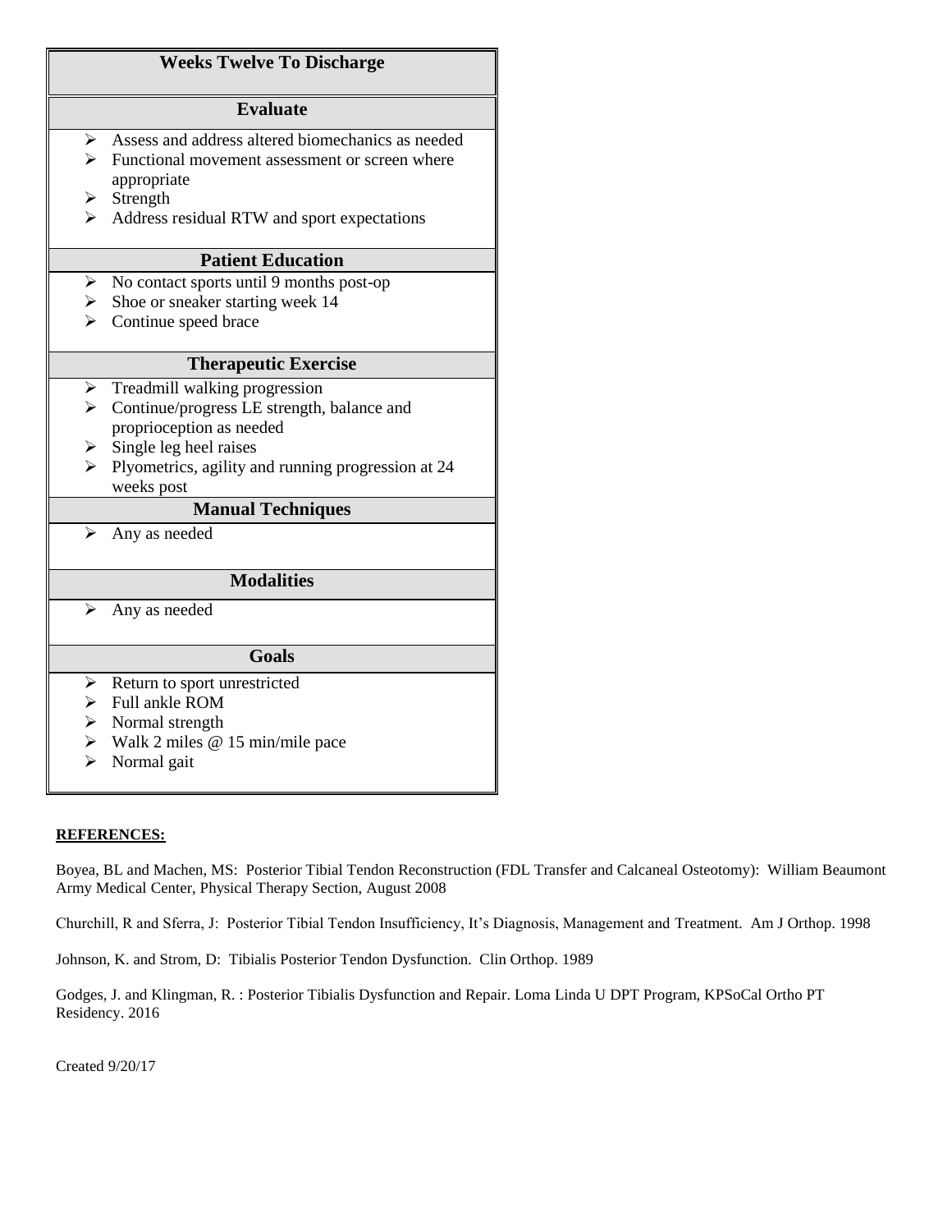## Weeks Twelve To Discharge

### Evaluate

- Assess and address altered biomechanics as needed
- Functional movement assessment or screen where appropriate
- Strength
- Address residual RTW and sport expectations

### Patient Education

- No contact sports until 9 months post-op
- Shoe or sneaker starting week 14
- Continue speed brace

### Therapeutic Exercise

- Treadmill walking progression
- Continue/progress LE strength, balance and proprioception as needed
- Single leg heel raises
- Plyometrics, agility and running progression at 24 weeks post

### Manual Techniques

- Any as needed

### Modalities

- Any as needed

### Goals

- Return to sport unrestricted
- Full ankle ROM
- Normal strength
- Walk 2 miles @ 15 min/mile pace
- Normal gait

**REFERENCES:**

Boyea, BL and Machen, MS: Posterior Tibial Tendon Reconstruction (FDL Transfer and Calcaneal Osteotomy): William Beaumont Army Medical Center, Physical Therapy Section, August 2008

Churchill, R and Sferra, J: Posterior Tibial Tendon Insufficiency, It's Diagnosis, Management and Treatment. Am J Orthop. 1998

Johnson, K. and Strom, D: Tibialis Posterior Tendon Dysfunction. Clin Orthop. 1989

Godges, J. and Klingman, R. : Posterior Tibialis Dysfunction and Repair. Loma Linda U DPT Program, KPSoCal Ortho PT Residency. 2016

Created 9/20/17